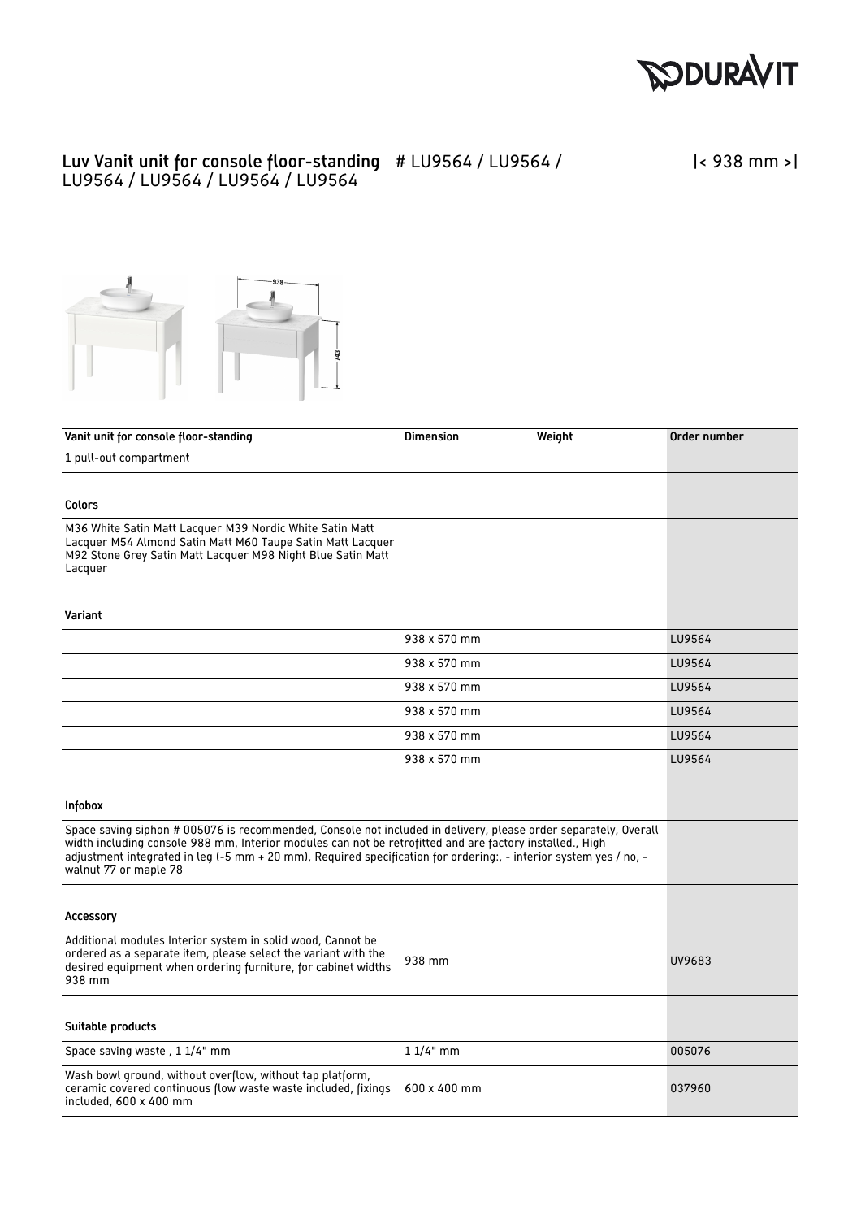# Luv Vanit unit for console floor-standing # LU9564 / LU9564 / LU9564 / LU9564 / LU9564 / LU9564

|< 938 mm >|

| Vanit unit for console floor-standing | Dimension | Weight | Order number |
|---|---|---|---|
| 1 pull-out compartment | | | |
| **Colors** | | | |
| M36 White Satin Matt Lacquer M39 Nordic White Satin Matt Lacquer M54 Almond Satin Matt M60 Taupe Satin Matt Lacquer M92 Stone Grey Satin Matt Lacquer M98 Night Blue Satin Matt Lacquer | | | |
| **Variant** | | | |
| | 938 x 570 mm | | LU9564 |
| | 938 x 570 mm | | LU9564 |
| | 938 x 570 mm | | LU9564 |
| | 938 x 570 mm | | LU9564 |
| | 938 x 570 mm | | LU9564 |
| | 938 x 570 mm | | LU9564 |
| **Infobox** | | | |
| Space saving siphon # 005076 is recommended, Console not included in delivery, please order separately, Overall width including console 988 mm, Interior modules can not be retrofitted and are factory installed., High adjustment integrated in leg (-5 mm + 20 mm), Required specification for ordering:, - interior system yes / no, - walnut 77 or maple 78 | | | |
| **Accessory** | | | |
| Additional modules Interior system in solid wood, Cannot be ordered as a separate item, please select the variant with the desired equipment when ordering furniture, for cabinet widths 938 mm | 938 mm | | UV9683 |
| **Suitable products** | | | |
| Space saving waste , 1 1/4" mm | 1 1/4" mm | | 005076 |
| Wash bowl ground, without overflow, without tap platform, ceramic covered continuous flow waste waste included, fixings included, 600 x 400 mm | 600 x 400 mm | | 037960 |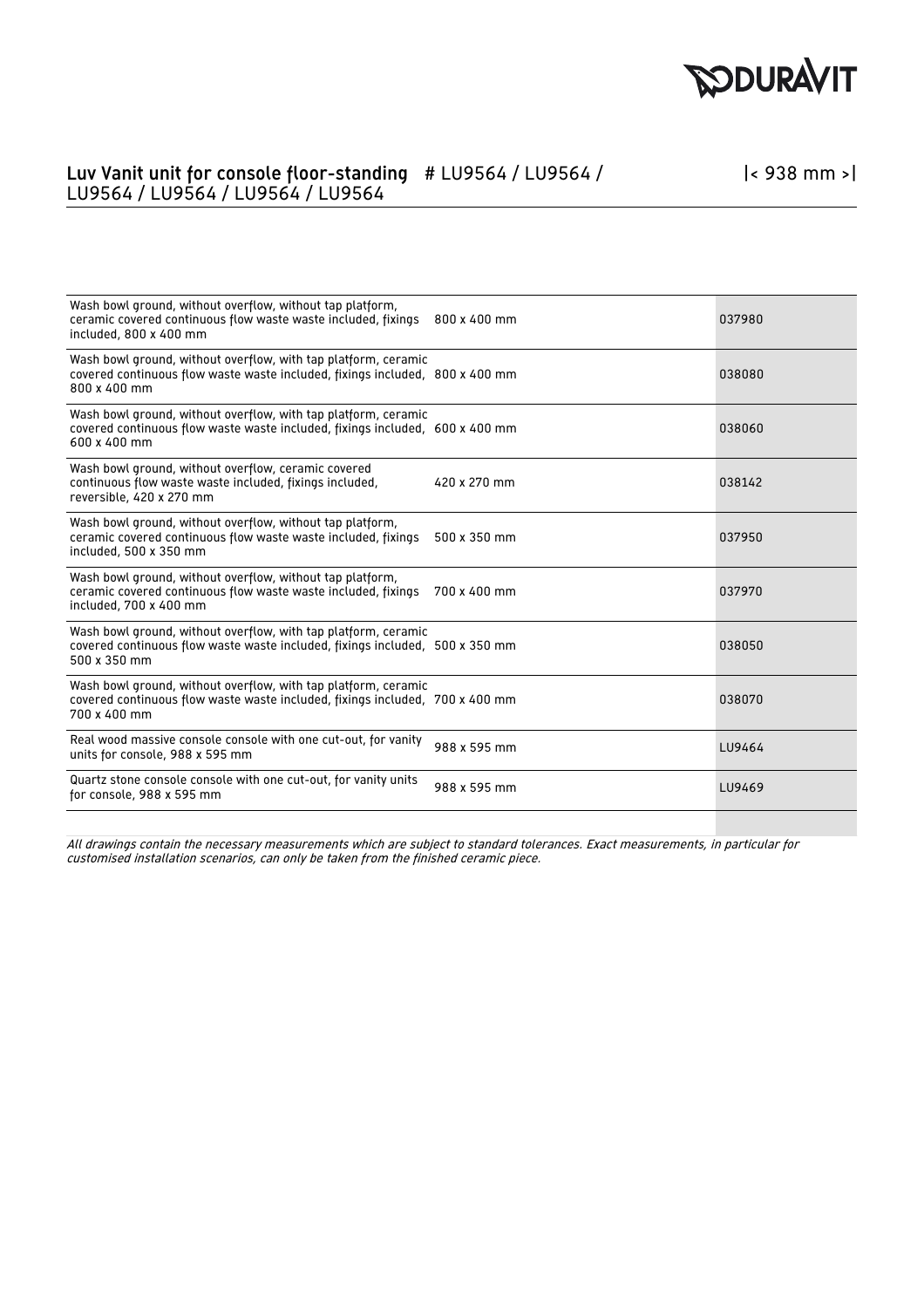## Luv Vanit unit for console floor-standing # LU9564 / LU9564 / LU9564 / LU9564 / LU9564 / LU9564

|< 938 mm >|

| | | |
|---|---|---|
| Wash bowl ground, without overflow, without tap platform, ceramic covered continuous flow waste waste included, fixings included, 800 x 400 mm | 800 x 400 mm | 037980 |
| Wash bowl ground, without overflow, with tap platform, ceramic covered continuous flow waste waste included, fixings included, 800 x 400 mm | 800 x 400 mm | 038080 |
| Wash bowl ground, without overflow, with tap platform, ceramic covered continuous flow waste waste included, fixings included, 600 x 400 mm | 600 x 400 mm | 038060 |
| Wash bowl ground, without overflow, ceramic covered continuous flow waste waste included, fixings included, reversible, 420 x 270 mm | 420 x 270 mm | 038142 |
| Wash bowl ground, without overflow, without tap platform, ceramic covered continuous flow waste waste included, fixings included, 500 x 350 mm | 500 x 350 mm | 037950 |
| Wash bowl ground, without overflow, without tap platform, ceramic covered continuous flow waste waste included, fixings included, 700 x 400 mm | 700 x 400 mm | 037970 |
| Wash bowl ground, without overflow, with tap platform, ceramic covered continuous flow waste waste included, fixings included, 500 x 350 mm | 500 x 350 mm | 038050 |
| Wash bowl ground, without overflow, with tap platform, ceramic covered continuous flow waste waste included, fixings included, 700 x 400 mm | 700 x 400 mm | 038070 |
| Real wood massive console console with one cut-out, for vanity units for console, 988 x 595 mm | 988 x 595 mm | LU9464 |
| Quartz stone console console with one cut-out, for vanity units for console, 988 x 595 mm | 988 x 595 mm | LU9469 |

*All drawings contain the necessary measurements which are subject to standard tolerances. Exact measurements, in particular for customised installation scenarios, can only be taken from the finished ceramic piece.*